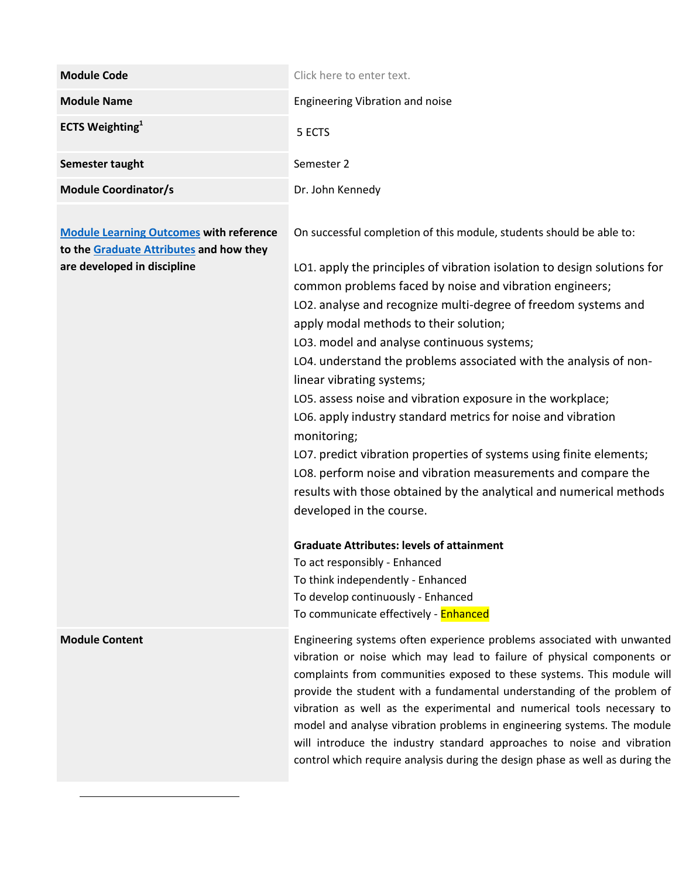| | |
|---|---|
| **Module Code** | Click here to enter text. |
| **Module Name** | Engineering Vibration and noise |
| **ECTS Weighting**[1] | 5 ECTS |
| **Semester taught** | Semester 2 |
| **Module Coordinator/s** | Dr. John Kennedy |
| **Module Learning Outcomes with reference to the Graduate Attributes and how they are developed in discipline** | On successful completion of this module, students should be able to:<br><br>LO1. apply the principles of vibration isolation to design solutions for common problems faced by noise and vibration engineers;<br>LO2. analyse and recognize multi-degree of freedom systems and apply modal methods to their solution;<br>LO3. model and analyse continuous systems;<br>LO4. understand the problems associated with the analysis of non-linear vibrating systems;<br>LO5. assess noise and vibration exposure in the workplace;<br>LO6. apply industry standard metrics for noise and vibration monitoring;<br>LO7. predict vibration properties of systems using finite elements;<br>LO8. perform noise and vibration measurements and compare the results with those obtained by the analytical and numerical methods developed in the course.<br><br>**Graduate Attributes: levels of attainment**<br>To act responsibly - Enhanced<br>To think independently - Enhanced<br>To develop continuously - Enhanced<br>To communicate effectively - Enhanced |
| **Module Content** | Engineering systems often experience problems associated with unwanted vibration or noise which may lead to failure of physical components or complaints from communities exposed to these systems. This module will provide the student with a fundamental understanding of the problem of vibration as well as the experimental and numerical tools necessary to model and analyse vibration problems in engineering systems. The module will introduce the industry standard approaches to noise and vibration control which require analysis during the design phase as well as during the |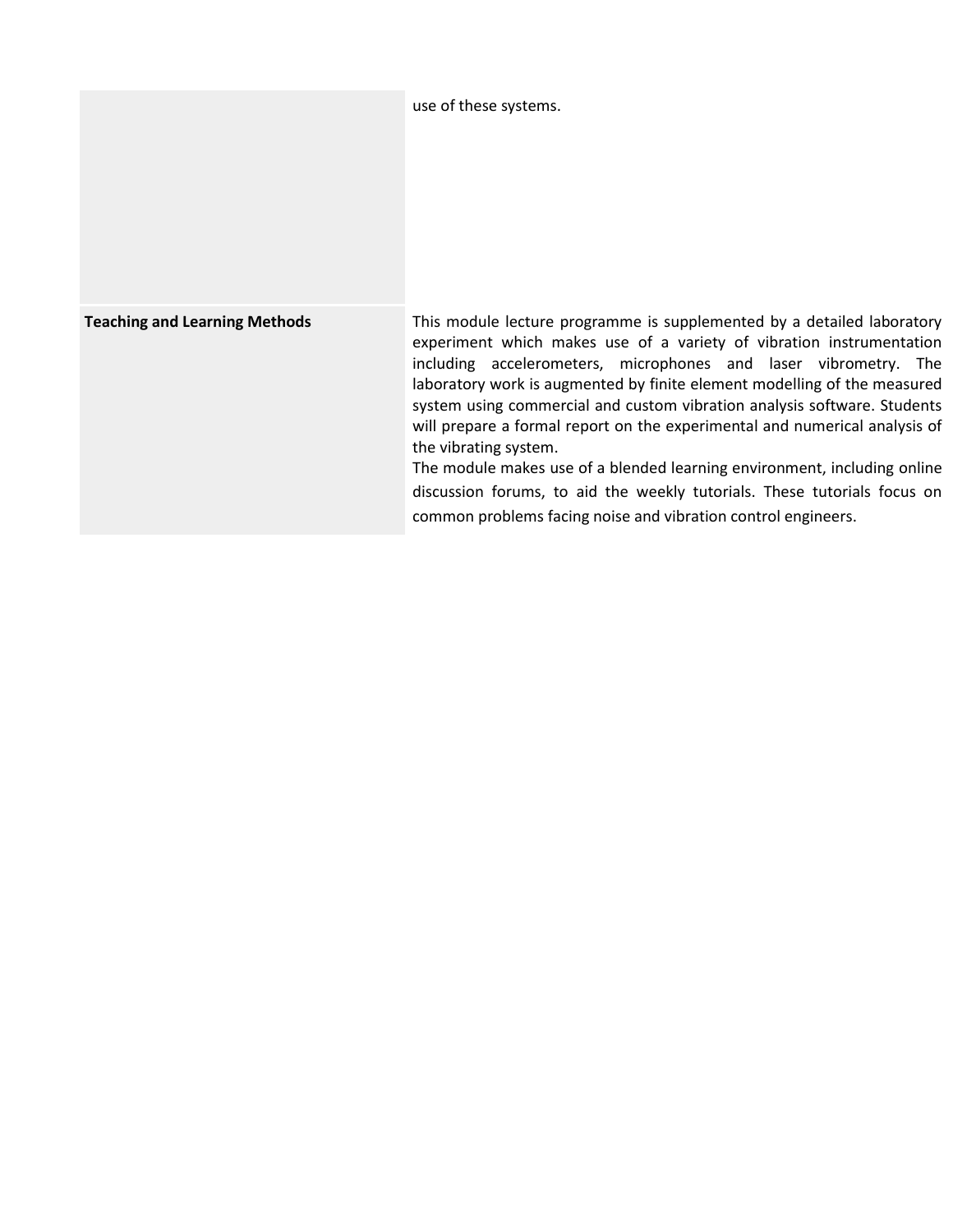| | |
|---|---|
| | use of these systems. |
| **Teaching and Learning Methods** | This module lecture programme is supplemented by a detailed laboratory experiment which makes use of a variety of vibration instrumentation including accelerometers, microphones and laser vibrometry. The laboratory work is augmented by finite element modelling of the measured system using commercial and custom vibration analysis software. Students will prepare a formal report on the experimental and numerical analysis of the vibrating system.<br>The module makes use of a blended learning environment, including online discussion forums, to aid the weekly tutorials. These tutorials focus on common problems facing noise and vibration control engineers. |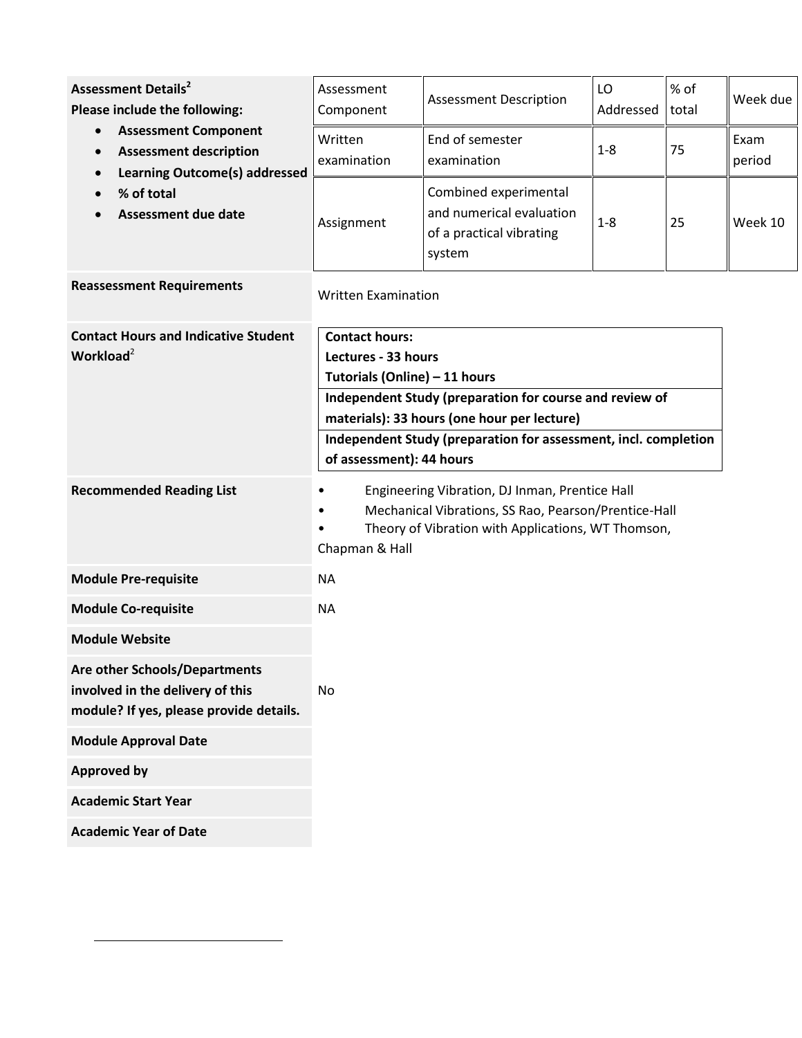| | | | | | |
|---|---|---|---|---|---|
| **Assessment Details**[2]<br>**Please include the following:**<br>• **Assessment Component**<br>• **Assessment description**<br>• **Learning Outcome(s) addressed**<br>• **% of total**<br>• **Assessment due date** | Assessment Component | Assessment Description | LO Addressed | % of total | Week due |
| | Written examination | End of semester examination | 1-8 | 75 | Exam period |
| | Assignment | Combined experimental and numerical evaluation of a practical vibrating system | 1-8 | 25 | Week 10 |
| **Reassessment Requirements** | Written Examination | | | | |
| **Contact Hours and Indicative Student Workload**[2] | **Contact hours:**<br>**Lectures - 33 hours**<br>**Tutorials (Online) – 11 hours**<br>**Independent Study (preparation for course and review of materials): 33 hours (one hour per lecture)**<br>**Independent Study (preparation for assessment, incl. completion of assessment): 44 hours** | | | | |
| **Recommended Reading List** | • Engineering Vibration, DJ Inman, Prentice Hall<br>• Mechanical Vibrations, SS Rao, Pearson/Prentice-Hall<br>• Theory of Vibration with Applications, WT Thomson, Chapman & Hall | | | | |
| **Module Pre-requisite** | NA | | | | |
| **Module Co-requisite** | NA | | | | |
| **Module Website** | | | | | |
| **Are other Schools/Departments involved in the delivery of this module? If yes, please provide details.** | No | | | | |
| **Module Approval Date** | | | | | |
| **Approved by** | | | | | |
| **Academic Start Year** | | | | | |
| **Academic Year of Date** | | | | | |